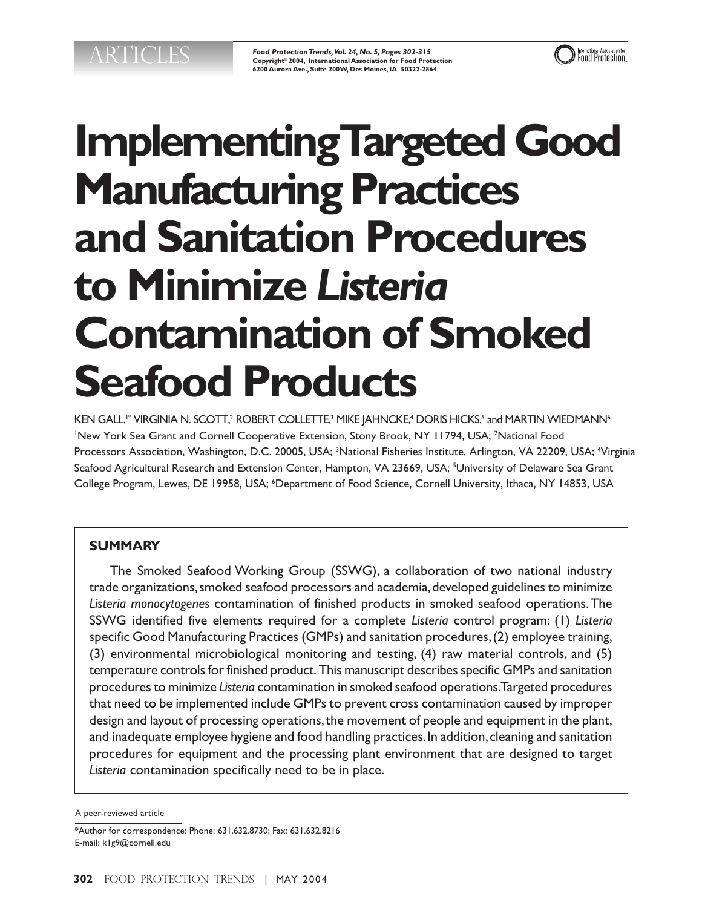ARTICLES

# Implementing Targeted Good Manufacturing Practices and Sanitation Procedures to Minimize *Listeria* Contamination of Smoked Seafood Products

KEN GALL,[1*] VIRGINIA N. SCOTT,[2] ROBERT COLLETTE,[3] MIKE JAHNCKE,[4] DORIS HICKS,[5] and MARTIN WIEDMANN[6]

[1]New York Sea Grant and Cornell Cooperative Extension, Stony Brook, NY 11794, USA; [2]National Food Processors Association, Washington, D.C. 20005, USA; [3]National Fisheries Institute, Arlington, VA 22209, USA; [4]Virginia Seafood Agricultural Research and Extension Center, Hampton, VA 23669, USA; [5]University of Delaware Sea Grant College Program, Lewes, DE 19958, USA; [6]Department of Food Science, Cornell University, Ithaca, NY 14853, USA

## SUMMARY

The Smoked Seafood Working Group (SSWG), a collaboration of two national industry trade organizations, smoked seafood processors and academia, developed guidelines to minimize *Listeria monocytogenes* contamination of finished products in smoked seafood operations. The SSWG identified five elements required for a complete *Listeria* control program: (1) *Listeria* specific Good Manufacturing Practices (GMPs) and sanitation procedures, (2) employee training, (3) environmental microbiological monitoring and testing, (4) raw material controls, and (5) temperature controls for finished product. This manuscript describes specific GMPs and sanitation procedures to minimize *Listeria* contamination in smoked seafood operations. Targeted procedures that need to be implemented include GMPs to prevent cross contamination caused by improper design and layout of processing operations, the movement of people and equipment in the plant, and inadequate employee hygiene and food handling practices. In addition, cleaning and sanitation procedures for equipment and the processing plant environment that are designed to target *Listeria* contamination specifically need to be in place.

A peer-reviewed article

*Author for correspondence: Phone: 631.632.8730; Fax: 631.632.8216
E-mail: k1g9@cornell.edu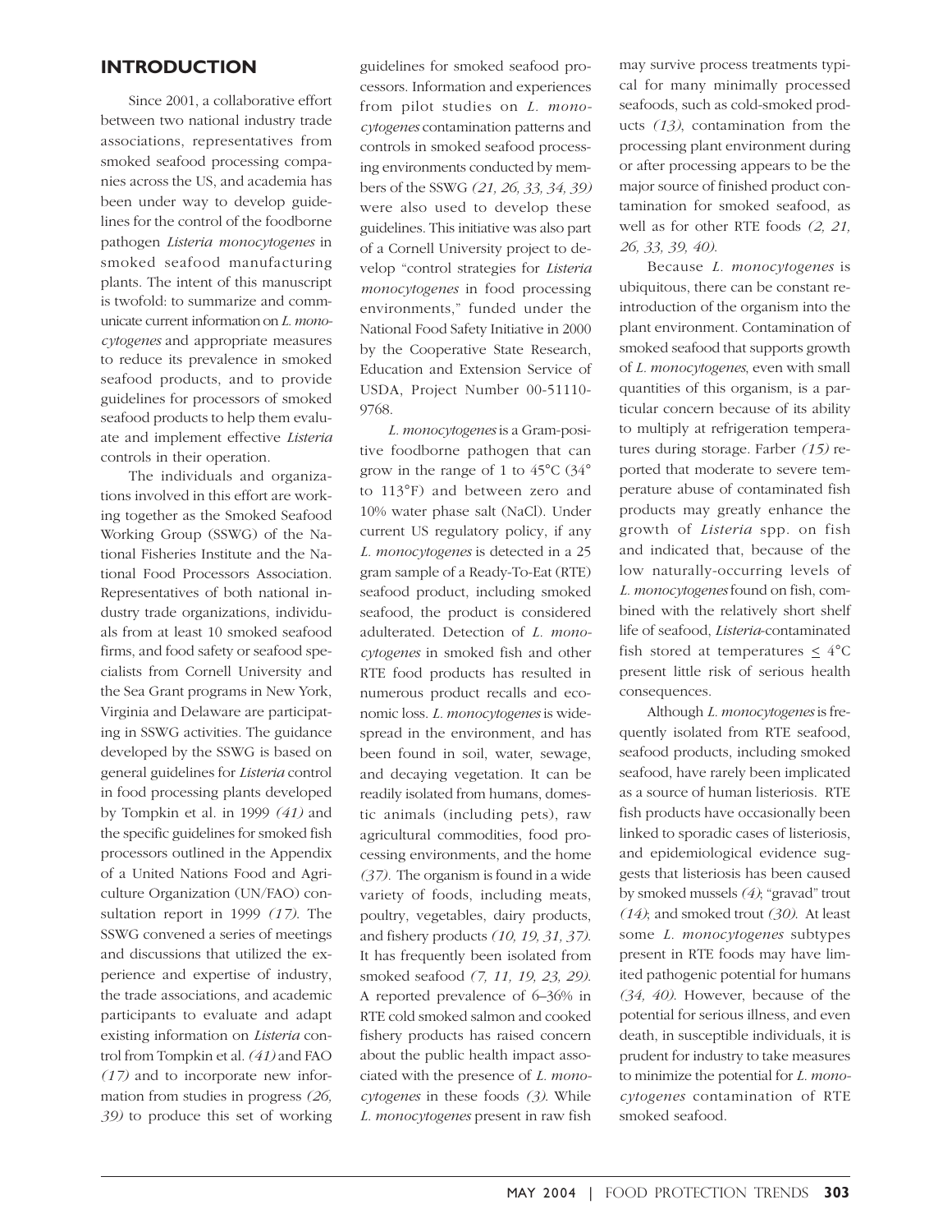## INTRODUCTION

Since 2001, a collaborative effort between two national industry trade associations, representatives from smoked seafood processing companies across the US, and academia has been under way to develop guidelines for the control of the foodborne pathogen *Listeria monocytogenes* in smoked seafood manufacturing plants. The intent of this manuscript is twofold: to summarize and communicate current information on *L. monocytogenes* and appropriate measures to reduce its prevalence in smoked seafood products, and to provide guidelines for processors of smoked seafood products to help them evaluate and implement effective *Listeria* controls in their operation.

The individuals and organizations involved in this effort are working together as the Smoked Seafood Working Group (SSWG) of the National Fisheries Institute and the National Food Processors Association. Representatives of both national industry trade organizations, individuals from at least 10 smoked seafood firms, and food safety or seafood specialists from Cornell University and the Sea Grant programs in New York, Virginia and Delaware are participating in SSWG activities. The guidance developed by the SSWG is based on general guidelines for *Listeria* control in food processing plants developed by Tompkin et al. in 1999 *(41)* and the specific guidelines for smoked fish processors outlined in the Appendix of a United Nations Food and Agriculture Organization (UN/FAO) consultation report in 1999 *(17)*. The SSWG convened a series of meetings and discussions that utilized the experience and expertise of industry, the trade associations, and academic participants to evaluate and adapt existing information on *Listeria* control from Tompkin et al. *(41)* and FAO *(17)* and to incorporate new information from studies in progress *(26, 39)* to produce this set of working guidelines for smoked seafood processors. Information and experiences from pilot studies on *L. monocytogenes* contamination patterns and controls in smoked seafood processing environments conducted by members of the SSWG *(21, 26, 33, 34, 39)* were also used to develop these guidelines. This initiative was also part of a Cornell University project to develop "control strategies for *Listeria monocytogenes* in food processing environments," funded under the National Food Safety Initiative in 2000 by the Cooperative State Research, Education and Extension Service of USDA, Project Number 00-51110-9768.

*L. monocytogenes* is a Gram-positive foodborne pathogen that can grow in the range of 1 to 45°C (34° to 113°F) and between zero and 10% water phase salt (NaCl). Under current US regulatory policy, if any *L. monocytogenes* is detected in a 25 gram sample of a Ready-To-Eat (RTE) seafood product, including smoked seafood, the product is considered adulterated. Detection of *L. monocytogenes* in smoked fish and other RTE food products has resulted in numerous product recalls and economic loss. *L. monocytogenes* is widespread in the environment, and has been found in soil, water, sewage, and decaying vegetation. It can be readily isolated from humans, domestic animals (including pets), raw agricultural commodities, food processing environments, and the home *(37)*. The organism is found in a wide variety of foods, including meats, poultry, vegetables, dairy products, and fishery products *(10, 19, 31, 37)*. It has frequently been isolated from smoked seafood *(7, 11, 19, 23, 29)*. A reported prevalence of 6–36% in RTE cold smoked salmon and cooked fishery products has raised concern about the public health impact associated with the presence of *L. monocytogenes* in these foods *(3)*. While *L. monocytogenes* present in raw fish may survive process treatments typical for many minimally processed seafoods, such as cold-smoked products *(13)*, contamination from the processing plant environment during or after processing appears to be the major source of finished product contamination for smoked seafood, as well as for other RTE foods *(2, 21, 26, 33, 39, 40)*.

Because *L. monocytogenes* is ubiquitous, there can be constant reintroduction of the organism into the plant environment. Contamination of smoked seafood that supports growth of *L. monocytogenes*, even with small quantities of this organism, is a particular concern because of its ability to multiply at refrigeration temperatures during storage. Farber *(15)* reported that moderate to severe temperature abuse of contaminated fish products may greatly enhance the growth of *Listeria* spp. on fish and indicated that, because of the low naturally-occurring levels of *L. monocytogenes* found on fish, combined with the relatively short shelf life of seafood, *Listeria*-contaminated fish stored at temperatures ≤ 4°C present little risk of serious health consequences.

Although *L. monocytogenes* is frequently isolated from RTE seafood, seafood products, including smoked seafood, have rarely been implicated as a source of human listeriosis. RTE fish products have occasionally been linked to sporadic cases of listeriosis, and epidemiological evidence suggests that listeriosis has been caused by smoked mussels *(4)*; "gravad" trout *(14)*; and smoked trout *(30)*. At least some *L. monocytogenes* subtypes present in RTE foods may have limited pathogenic potential for humans *(34, 40)*. However, because of the potential for serious illness, and even death, in susceptible individuals, it is prudent for industry to take measures to minimize the potential for *L. monocytogenes* contamination of RTE smoked seafood.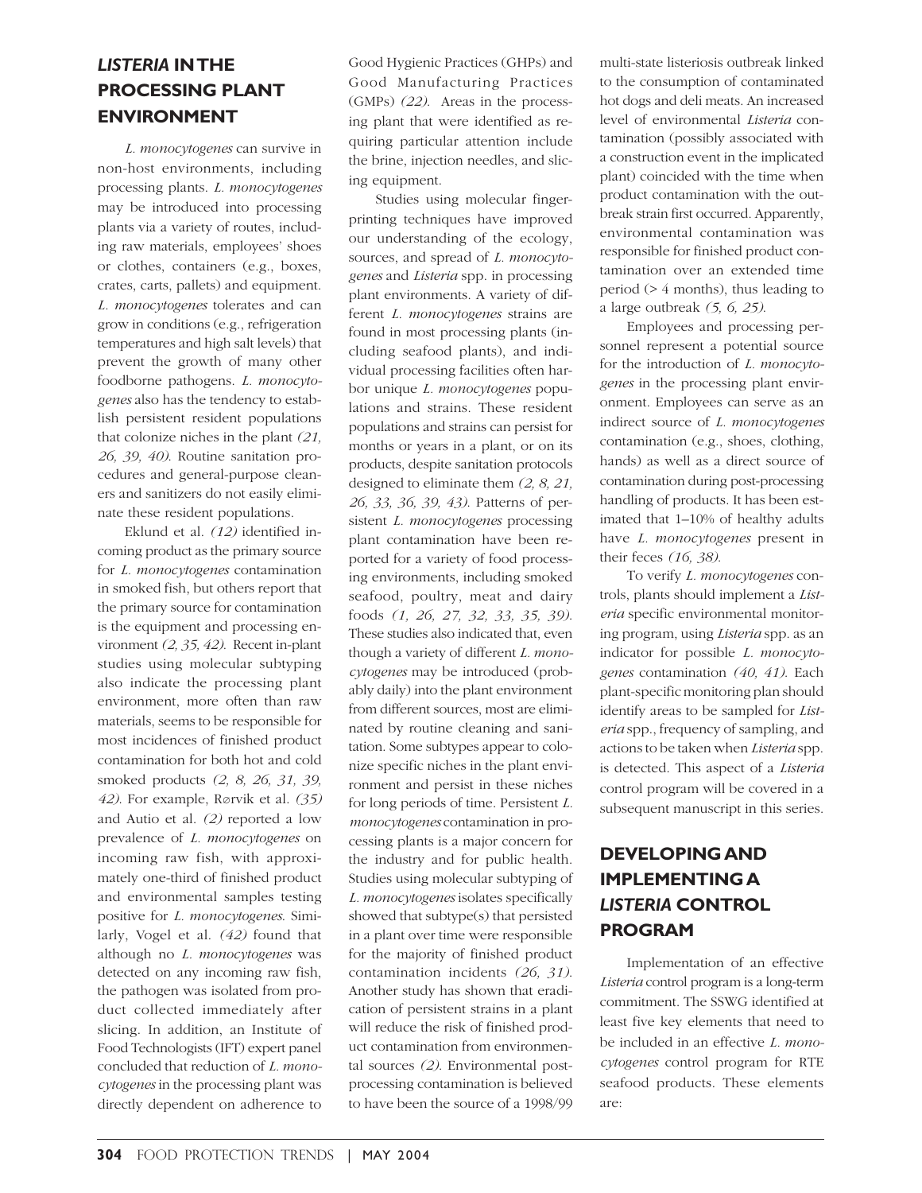## *LISTERIA* IN THE PROCESSING PLANT ENVIRONMENT

*L. monocytogenes* can survive in non-host environments, including processing plants. *L. monocytogenes* may be introduced into processing plants via a variety of routes, including raw materials, employees' shoes or clothes, containers (e.g., boxes, crates, carts, pallets) and equipment. *L. monocytogenes* tolerates and can grow in conditions (e.g., refrigeration temperatures and high salt levels) that prevent the growth of many other foodborne pathogens. *L. monocytogenes* also has the tendency to establish persistent resident populations that colonize niches in the plant *(21, 26, 39, 40)*. Routine sanitation procedures and general-purpose cleaners and sanitizers do not easily eliminate these resident populations.

Eklund et al. *(12)* identified incoming product as the primary source for *L. monocytogenes* contamination in smoked fish, but others report that the primary source for contamination is the equipment and processing environment *(2, 35, 42)*. Recent in-plant studies using molecular subtyping also indicate the processing plant environment, more often than raw materials, seems to be responsible for most incidences of finished product contamination for both hot and cold smoked products *(2, 8, 26, 31, 39, 42)*. For example, Rørvik et al. *(35)* and Autio et al. *(2)* reported a low prevalence of *L. monocytogenes* on incoming raw fish, with approximately one-third of finished product and environmental samples testing positive for *L. monocytogenes*. Similarly, Vogel et al. *(42)* found that although no *L. monocytogenes* was detected on any incoming raw fish, the pathogen was isolated from product collected immediately after slicing. In addition, an Institute of Food Technologists (IFT) expert panel concluded that reduction of *L. monocytogenes* in the processing plant was directly dependent on adherence to Good Hygienic Practices (GHPs) and Good Manufacturing Practices (GMPs) *(22)*. Areas in the processing plant that were identified as requiring particular attention include the brine, injection needles, and slicing equipment.

Studies using molecular fingerprinting techniques have improved our understanding of the ecology, sources, and spread of *L. monocytogenes* and *Listeria* spp. in processing plant environments. A variety of different *L. monocytogenes* strains are found in most processing plants (including seafood plants), and individual processing facilities often harbor unique *L. monocytogenes* populations and strains. These resident populations and strains can persist for months or years in a plant, or on its products, despite sanitation protocols designed to eliminate them *(2, 8, 21, 26, 33, 36, 39, 43)*. Patterns of persistent *L. monocytogenes* processing plant contamination have been reported for a variety of food processing environments, including smoked seafood, poultry, meat and dairy foods *(1, 26, 27, 32, 33, 35, 39)*. These studies also indicated that, even though a variety of different *L. monocytogenes* may be introduced (probably daily) into the plant environment from different sources, most are eliminated by routine cleaning and sanitation. Some subtypes appear to colonize specific niches in the plant environment and persist in these niches for long periods of time. Persistent *L. monocytogenes* contamination in processing plants is a major concern for the industry and for public health. Studies using molecular subtyping of *L. monocytogenes* isolates specifically showed that subtype(s) that persisted in a plant over time were responsible for the majority of finished product contamination incidents *(26, 31)*. Another study has shown that eradication of persistent strains in a plant will reduce the risk of finished product contamination from environmental sources *(2)*. Environmental post-processing contamination is believed to have been the source of a 1998/99 multi-state listeriosis outbreak linked to the consumption of contaminated hot dogs and deli meats. An increased level of environmental *Listeria* contamination (possibly associated with a construction event in the implicated plant) coincided with the time when product contamination with the outbreak strain first occurred. Apparently, environmental contamination was responsible for finished product contamination over an extended time period (> 4 months), thus leading to a large outbreak *(5, 6, 25)*.

Employees and processing personnel represent a potential source for the introduction of *L. monocytogenes* in the processing plant environment. Employees can serve as an indirect source of *L. monocytogenes* contamination (e.g., shoes, clothing, hands) as well as a direct source of contamination during post-processing handling of products. It has been estimated that 1–10% of healthy adults have *L. monocytogenes* present in their feces *(16, 38)*.

To verify *L. monocytogenes* controls, plants should implement a *Listeria* specific environmental monitoring program, using *Listeria* spp. as an indicator for possible *L. monocytogenes* contamination *(40, 41)*. Each plant-specific monitoring plan should identify areas to be sampled for *Listeria* spp., frequency of sampling, and actions to be taken when *Listeria* spp. is detected. This aspect of a *Listeria* control program will be covered in a subsequent manuscript in this series.

## DEVELOPING AND IMPLEMENTING A *LISTERIA* CONTROL PROGRAM

Implementation of an effective *Listeria* control program is a long-term commitment. The SSWG identified at least five key elements that need to be included in an effective *L. monocytogenes* control program for RTE seafood products. These elements are: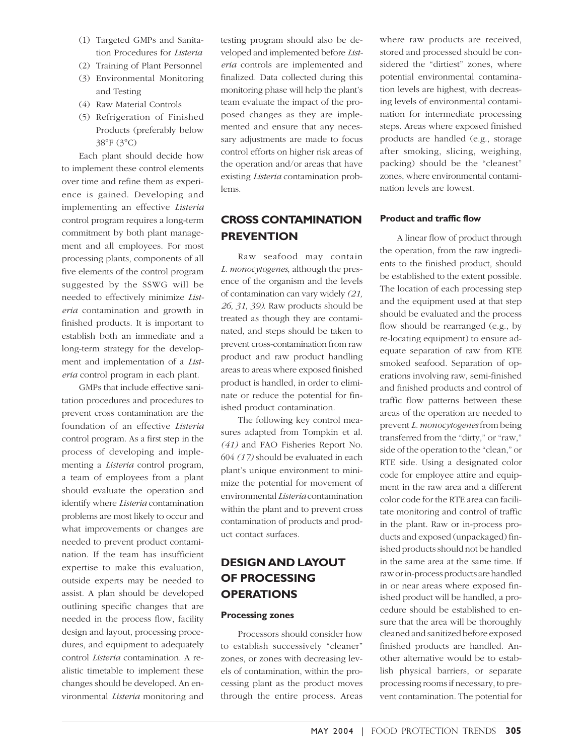(1) Targeted GMPs and Sanitation Procedures for *Listeria*
(2) Training of Plant Personnel
(3) Environmental Monitoring and Testing
(4) Raw Material Controls
(5) Refrigeration of Finished Products (preferably below 38°F (3°C)

Each plant should decide how to implement these control elements over time and refine them as experience is gained. Developing and implementing an effective *Listeria* control program requires a long-term commitment by both plant management and all employees. For most processing plants, components of all five elements of the control program suggested by the SSWG will be needed to effectively minimize *Listeria* contamination and growth in finished products. It is important to establish both an immediate and a long-term strategy for the development and implementation of a *Listeria* control program in each plant.

GMPs that include effective sanitation procedures and procedures to prevent cross contamination are the foundation of an effective *Listeria* control program. As a first step in the process of developing and implementing a *Listeria* control program, a team of employees from a plant should evaluate the operation and identify where *Listeria* contamination problems are most likely to occur and what improvements or changes are needed to prevent product contamination. If the team has insufficient expertise to make this evaluation, outside experts may be needed to assist. A plan should be developed outlining specific changes that are needed in the process flow, facility design and layout, processing procedures, and equipment to adequately control *Listeria* contamination. A realistic timetable to implement these changes should be developed. An environmental *Listeria* monitoring and testing program should also be developed and implemented before *Listeria* controls are implemented and finalized. Data collected during this monitoring phase will help the plant's team evaluate the impact of the proposed changes as they are implemented and ensure that any necessary adjustments are made to focus control efforts on higher risk areas of the operation and/or areas that have existing *Listeria* contamination problems.

## CROSS CONTAMINATION PREVENTION

Raw seafood may contain *L. monocytogenes*, although the presence of the organism and the levels of contamination can vary widely *(21, 26, 31, 39)*. Raw products should be treated as though they are contaminated, and steps should be taken to prevent cross-contamination from raw product and raw product handling areas to areas where exposed finished product is handled, in order to eliminate or reduce the potential for finished product contamination.

The following key control measures adapted from Tompkin et al. *(41)* and FAO Fisheries Report No. 604 *(17)* should be evaluated in each plant's unique environment to minimize the potential for movement of environmental *Listeria* contamination within the plant and to prevent cross contamination of products and product contact surfaces.

## DESIGN AND LAYOUT OF PROCESSING OPERATIONS

### Processing zones

Processors should consider how to establish successively "cleaner" zones, or zones with decreasing levels of contamination, within the processing plant as the product moves through the entire process. Areas where raw products are received, stored and processed should be considered the "dirtiest" zones, where potential environmental contamination levels are highest, with decreasing levels of environmental contamination for intermediate processing steps. Areas where exposed finished products are handled (e.g., storage after smoking, slicing, weighing, packing) should be the "cleanest" zones, where environmental contamination levels are lowest.

### Product and traffic flow

A linear flow of product through the operation, from the raw ingredients to the finished product, should be established to the extent possible. The location of each processing step and the equipment used at that step should be evaluated and the process flow should be rearranged (e.g., by re-locating equipment) to ensure adequate separation of raw from RTE smoked seafood. Separation of operations involving raw, semi-finished and finished products and control of traffic flow patterns between these areas of the operation are needed to prevent *L. monocytogenes* from being transferred from the "dirty," or "raw," side of the operation to the "clean," or RTE side. Using a designated color code for employee attire and equipment in the raw area and a different color code for the RTE area can facilitate monitoring and control of traffic in the plant. Raw or in-process products and exposed (unpackaged) finished products should not be handled in the same area at the same time. If raw or in-process products are handled in or near areas where exposed finished product will be handled, a procedure should be established to ensure that the area will be thoroughly cleaned and sanitized before exposed finished products are handled. Another alternative would be to establish physical barriers, or separate processing rooms if necessary, to prevent contamination. The potential for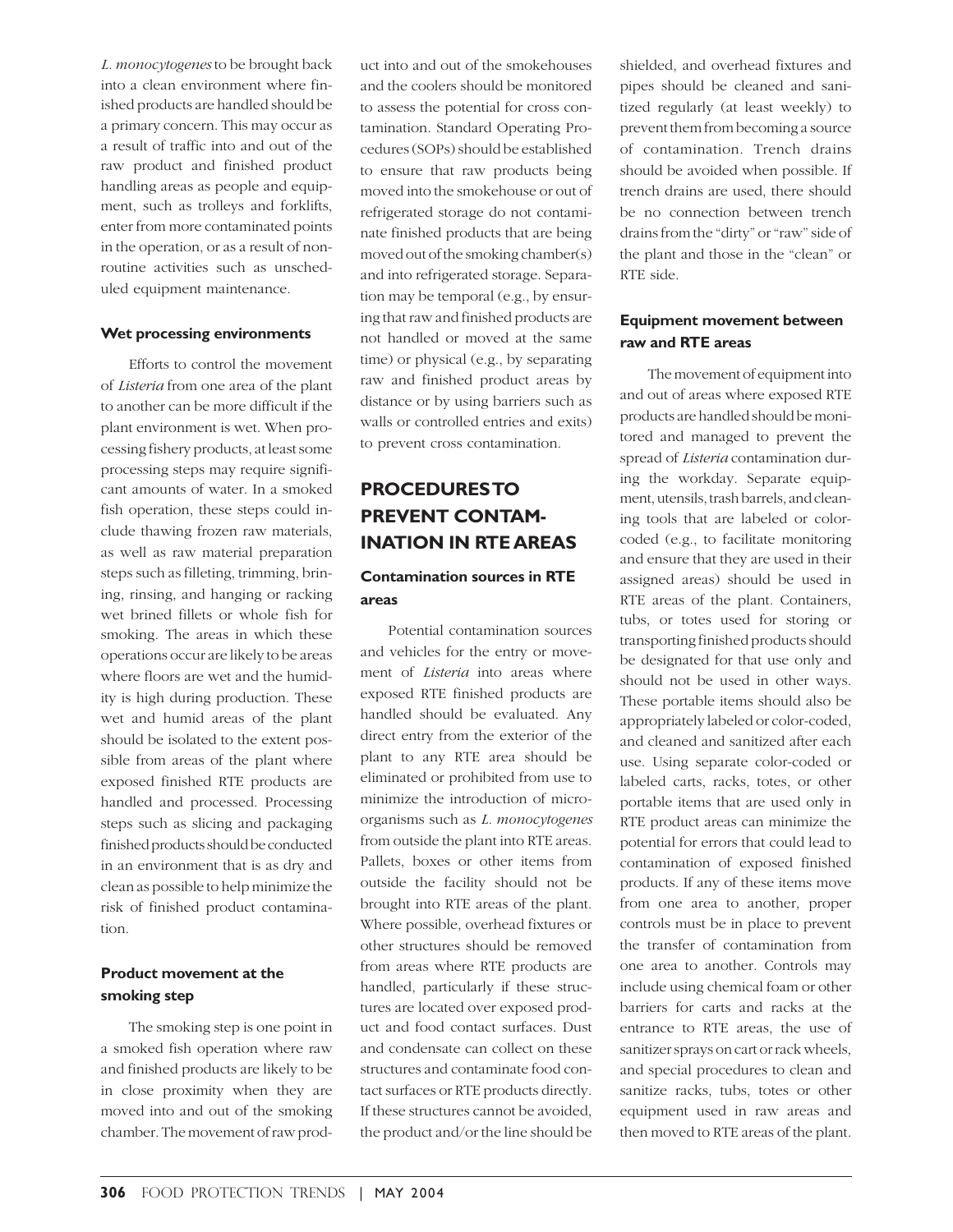*L. monocytogenes* to be brought back into a clean environment where finished products are handled should be a primary concern. This may occur as a result of traffic into and out of the raw product and finished product handling areas as people and equipment, such as trolleys and forklifts, enter from more contaminated points in the operation, or as a result of non-routine activities such as unscheduled equipment maintenance.

### Wet processing environments

Efforts to control the movement of *Listeria* from one area of the plant to another can be more difficult if the plant environment is wet. When processing fishery products, at least some processing steps may require significant amounts of water. In a smoked fish operation, these steps could include thawing frozen raw materials, as well as raw material preparation steps such as filleting, trimming, brining, rinsing, and hanging or racking wet brined fillets or whole fish for smoking. The areas in which these operations occur are likely to be areas where floors are wet and the humidity is high during production. These wet and humid areas of the plant should be isolated to the extent possible from areas of the plant where exposed finished RTE products are handled and processed. Processing steps such as slicing and packaging finished products should be conducted in an environment that is as dry and clean as possible to help minimize the risk of finished product contamination.

### Product movement at the smoking step

The smoking step is one point in a smoked fish operation where raw and finished products are likely to be in close proximity when they are moved into and out of the smoking chamber. The movement of raw product into and out of the smokehouses and the coolers should be monitored to assess the potential for cross contamination. Standard Operating Procedures (SOPs) should be established to ensure that raw products being moved into the smokehouse or out of refrigerated storage do not contaminate finished products that are being moved out of the smoking chamber(s) and into refrigerated storage. Separation may be temporal (e.g., by ensuring that raw and finished products are not handled or moved at the same time) or physical (e.g., by separating raw and finished product areas by distance or by using barriers such as walls or controlled entries and exits) to prevent cross contamination.

## PROCEDURES TO PREVENT CONTAMINATION IN RTE AREAS

### Contamination sources in RTE areas

Potential contamination sources and vehicles for the entry or movement of *Listeria* into areas where exposed RTE finished products are handled should be evaluated. Any direct entry from the exterior of the plant to any RTE area should be eliminated or prohibited from use to minimize the introduction of microorganisms such as *L. monocytogenes* from outside the plant into RTE areas. Pallets, boxes or other items from outside the facility should not be brought into RTE areas of the plant. Where possible, overhead fixtures or other structures should be removed from areas where RTE products are handled, particularly if these structures are located over exposed product and food contact surfaces. Dust and condensate can collect on these structures and contaminate food contact surfaces or RTE products directly. If these structures cannot be avoided, the product and/or the line should be shielded, and overhead fixtures and pipes should be cleaned and sanitized regularly (at least weekly) to prevent them from becoming a source of contamination. Trench drains should be avoided when possible. If trench drains are used, there should be no connection between trench drains from the "dirty" or "raw" side of the plant and those in the "clean" or RTE side.

### Equipment movement between raw and RTE areas

The movement of equipment into and out of areas where exposed RTE products are handled should be monitored and managed to prevent the spread of *Listeria* contamination during the workday. Separate equipment, utensils, trash barrels, and cleaning tools that are labeled or color-coded (e.g., to facilitate monitoring and ensure that they are used in their assigned areas) should be used in RTE areas of the plant. Containers, tubs, or totes used for storing or transporting finished products should be designated for that use only and should not be used in other ways. These portable items should also be appropriately labeled or color-coded, and cleaned and sanitized after each use. Using separate color-coded or labeled carts, racks, totes, or other portable items that are used only in RTE product areas can minimize the potential for errors that could lead to contamination of exposed finished products. If any of these items move from one area to another, proper controls must be in place to prevent the transfer of contamination from one area to another. Controls may include using chemical foam or other barriers for carts and racks at the entrance to RTE areas, the use of sanitizer sprays on cart or rack wheels, and special procedures to clean and sanitize racks, tubs, totes or other equipment used in raw areas and then moved to RTE areas of the plant.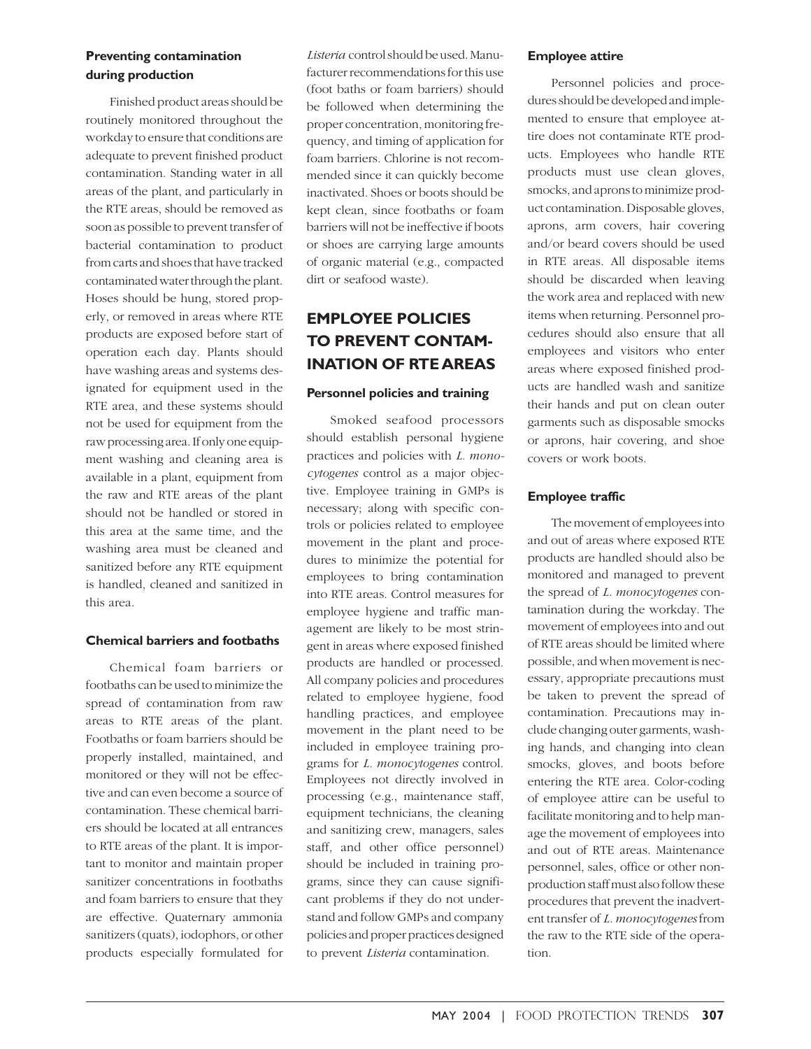### Preventing contamination during production

Finished product areas should be routinely monitored throughout the workday to ensure that conditions are adequate to prevent finished product contamination. Standing water in all areas of the plant, and particularly in the RTE areas, should be removed as soon as possible to prevent transfer of bacterial contamination to product from carts and shoes that have tracked contaminated water through the plant. Hoses should be hung, stored properly, or removed in areas where RTE products are exposed before start of operation each day. Plants should have washing areas and systems designated for equipment used in the RTE area, and these systems should not be used for equipment from the raw processing area. If only one equipment washing and cleaning area is available in a plant, equipment from the raw and RTE areas of the plant should not be handled or stored in this area at the same time, and the washing area must be cleaned and sanitized before any RTE equipment is handled, cleaned and sanitized in this area.

### Chemical barriers and footbaths

Chemical foam barriers or footbaths can be used to minimize the spread of contamination from raw areas to RTE areas of the plant. Footbaths or foam barriers should be properly installed, maintained, and monitored or they will not be effective and can even become a source of contamination. These chemical barriers should be located at all entrances to RTE areas of the plant. It is important to monitor and maintain proper sanitizer concentrations in footbaths and foam barriers to ensure that they are effective. Quaternary ammonia sanitizers (quats), iodophors, or other products especially formulated for *Listeria* control should be used. Manufacturer recommendations for this use (foot baths or foam barriers) should be followed when determining the proper concentration, monitoring frequency, and timing of application for foam barriers. Chlorine is not recommended since it can quickly become inactivated. Shoes or boots should be kept clean, since footbaths or foam barriers will not be ineffective if boots or shoes are carrying large amounts of organic material (e.g., compacted dirt or seafood waste).

## EMPLOYEE POLICIES TO PREVENT CONTAMINATION OF RTE AREAS

### Personnel policies and training

Smoked seafood processors should establish personal hygiene practices and policies with *L. monocytogenes* control as a major objective. Employee training in GMPs is necessary; along with specific controls or policies related to employee movement in the plant and procedures to minimize the potential for employees to bring contamination into RTE areas. Control measures for employee hygiene and traffic management are likely to be most stringent in areas where exposed finished products are handled or processed. All company policies and procedures related to employee hygiene, food handling practices, and employee movement in the plant need to be included in employee training programs for *L. monocytogenes* control. Employees not directly involved in processing (e.g., maintenance staff, equipment technicians, the cleaning and sanitizing crew, managers, sales staff, and other office personnel) should be included in training programs, since they can cause significant problems if they do not understand and follow GMPs and company policies and proper practices designed to prevent *Listeria* contamination.

### Employee attire

Personnel policies and procedures should be developed and implemented to ensure that employee attire does not contaminate RTE products. Employees who handle RTE products must use clean gloves, smocks, and aprons to minimize product contamination. Disposable gloves, aprons, arm covers, hair covering and/or beard covers should be used in RTE areas. All disposable items should be discarded when leaving the work area and replaced with new items when returning. Personnel procedures should also ensure that all employees and visitors who enter areas where exposed finished products are handled wash and sanitize their hands and put on clean outer garments such as disposable smocks or aprons, hair covering, and shoe covers or work boots.

### Employee traffic

The movement of employees into and out of areas where exposed RTE products are handled should also be monitored and managed to prevent the spread of *L. monocytogenes* contamination during the workday. The movement of employees into and out of RTE areas should be limited where possible, and when movement is necessary, appropriate precautions must be taken to prevent the spread of contamination. Precautions may include changing outer garments, washing hands, and changing into clean smocks, gloves, and boots before entering the RTE area. Color-coding of employee attire can be useful to facilitate monitoring and to help manage the movement of employees into and out of RTE areas. Maintenance personnel, sales, office or other nonproduction staff must also follow these procedures that prevent the inadvertent transfer of *L. monocytogenes* from the raw to the RTE side of the operation.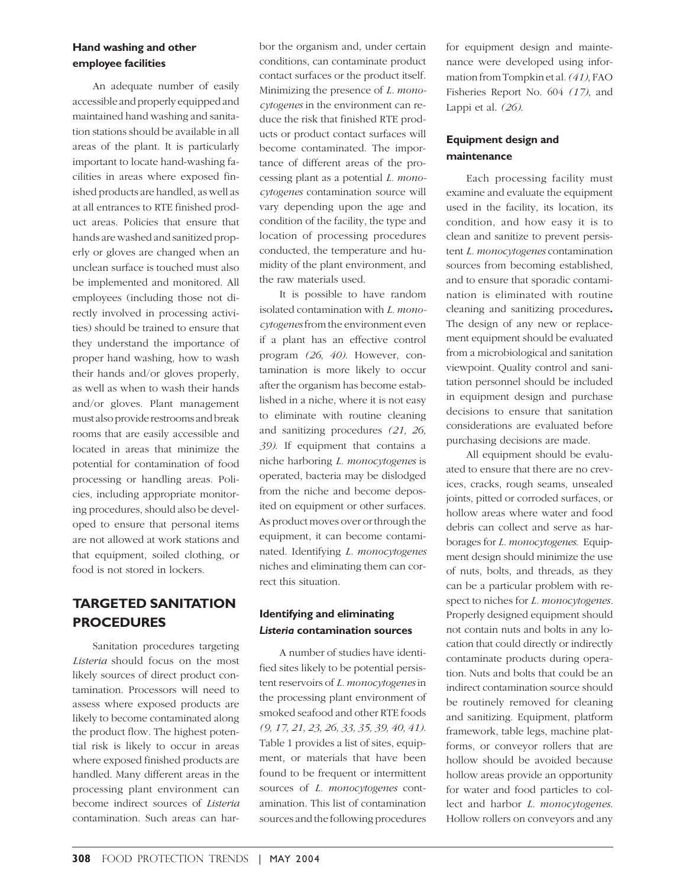### Hand washing and other employee facilities

An adequate number of easily accessible and properly equipped and maintained hand washing and sanitation stations should be available in all areas of the plant. It is particularly important to locate hand-washing facilities in areas where exposed finished products are handled, as well as at all entrances to RTE finished product areas. Policies that ensure that hands are washed and sanitized properly or gloves are changed when an unclean surface is touched must also be implemented and monitored. All employees (including those not directly involved in processing activities) should be trained to ensure that they understand the importance of proper hand washing, how to wash their hands and/or gloves properly, as well as when to wash their hands and/or gloves. Plant management must also provide restrooms and break rooms that are easily accessible and located in areas that minimize the potential for contamination of food processing or handling areas. Policies, including appropriate monitoring procedures, should also be developed to ensure that personal items are not allowed at work stations and that equipment, soiled clothing, or food is not stored in lockers.

## TARGETED SANITATION PROCEDURES

Sanitation procedures targeting *Listeria* should focus on the most likely sources of direct product contamination. Processors will need to assess where exposed products are likely to become contaminated along the product flow. The highest potential risk is likely to occur in areas where exposed finished products are handled. Many different areas in the processing plant environment can become indirect sources of *Listeria* contamination. Such areas can harbor the organism and, under certain conditions, can contaminate product contact surfaces or the product itself. Minimizing the presence of *L. monocytogenes* in the environment can reduce the risk that finished RTE products or product contact surfaces will become contaminated. The importance of different areas of the processing plant as a potential *L. monocytogenes* contamination source will vary depending upon the age and condition of the facility, the type and location of processing procedures conducted, the temperature and humidity of the plant environment, and the raw materials used.

It is possible to have random isolated contamination with *L. monocytogenes* from the environment even if a plant has an effective control program *(26, 40)*. However, contamination is more likely to occur after the organism has become established in a niche, where it is not easy to eliminate with routine cleaning and sanitizing procedures *(21, 26, 39)*. If equipment that contains a niche harboring *L. monocytogenes* is operated, bacteria may be dislodged from the niche and become deposited on equipment or other surfaces. As product moves over or through the equipment, it can become contaminated. Identifying *L. monocytogenes* niches and eliminating them can correct this situation.

### Identifying and eliminating *Listeria* contamination sources

A number of studies have identified sites likely to be potential persistent reservoirs of *L. monocytogenes* in the processing plant environment of smoked seafood and other RTE foods *(9, 17, 21, 23, 26, 33, 35, 39, 40, 41)*. Table 1 provides a list of sites, equipment, or materials that have been found to be frequent or intermittent sources of *L. monocytogenes* contamination. This list of contamination sources and the following procedures for equipment design and maintenance were developed using information from Tompkin et al. *(41)*, FAO Fisheries Report No. 604 *(17)*, and Lappi et al. *(26)*.

### Equipment design and maintenance

Each processing facility must examine and evaluate the equipment used in the facility, its location, its condition, and how easy it is to clean and sanitize to prevent persistent *L. monocytogenes* contamination sources from becoming established, and to ensure that sporadic contamination is eliminated with routine cleaning and sanitizing procedures**.** The design of any new or replacement equipment should be evaluated from a microbiological and sanitation viewpoint. Quality control and sanitation personnel should be included in equipment design and purchase decisions to ensure that sanitation considerations are evaluated before purchasing decisions are made.

All equipment should be evaluated to ensure that there are no crevices, cracks, rough seams, unsealed joints, pitted or corroded surfaces, or hollow areas where water and food debris can collect and serve as harborages for *L. monocytogenes*. Equipment design should minimize the use of nuts, bolts, and threads, as they can be a particular problem with respect to niches for *L. monocytogenes*. Properly designed equipment should not contain nuts and bolts in any location that could directly or indirectly contaminate products during operation. Nuts and bolts that could be an indirect contamination source should be routinely removed for cleaning and sanitizing. Equipment, platform framework, table legs, machine platforms, or conveyor rollers that are hollow should be avoided because hollow areas provide an opportunity for water and food particles to collect and harbor *L. monocytogenes*. Hollow rollers on conveyors and any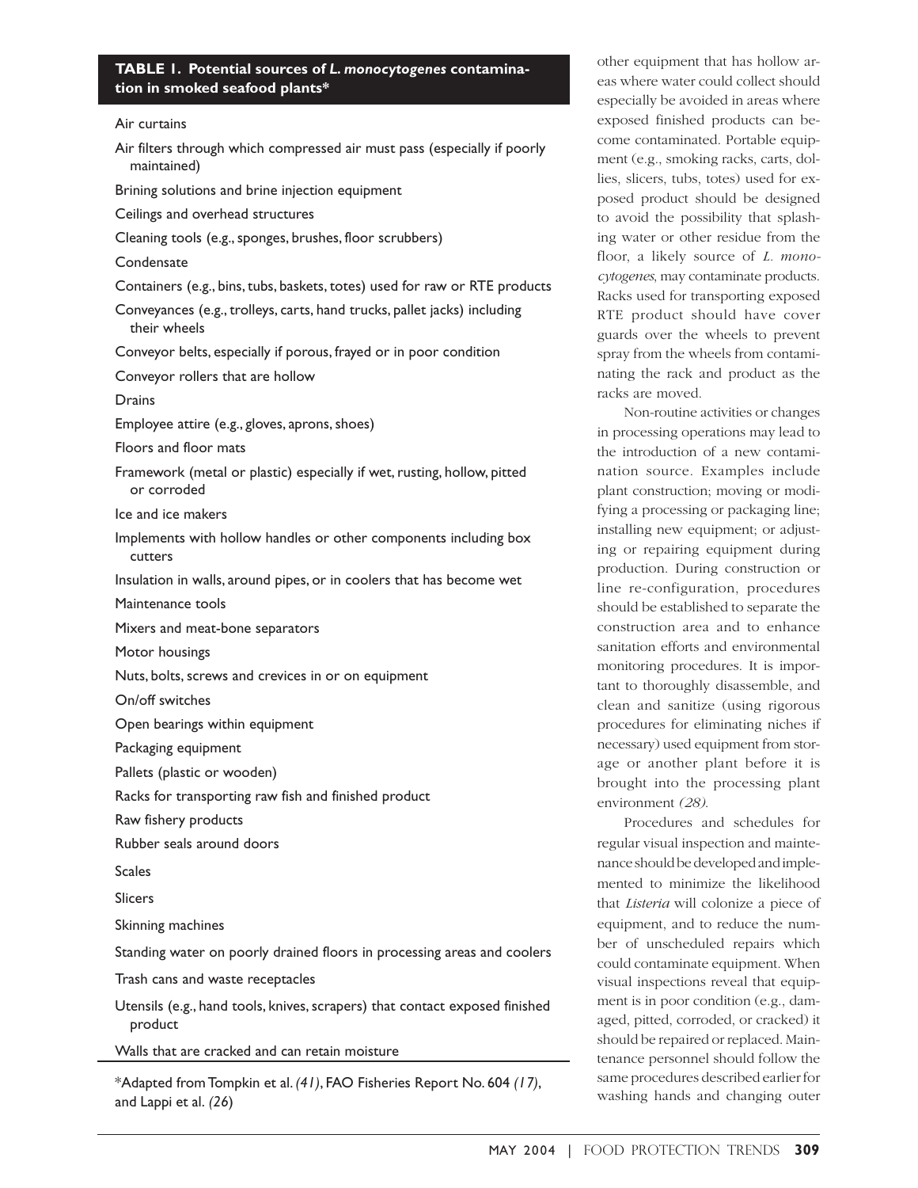**TABLE 1. Potential sources of *L. monocytogenes* contamination in smoked seafood plants***

| Potential sources |
|---|
| Air curtains |
| Air filters through which compressed air must pass (especially if poorly maintained) |
| Brining solutions and brine injection equipment |
| Ceilings and overhead structures |
| Cleaning tools (e.g., sponges, brushes, floor scrubbers) |
| Condensate |
| Containers (e.g., bins, tubs, baskets, totes) used for raw or RTE products |
| Conveyances (e.g., trolleys, carts, hand trucks, pallet jacks) including their wheels |
| Conveyor belts, especially if porous, frayed or in poor condition |
| Conveyor rollers that are hollow |
| Drains |
| Employee attire (e.g., gloves, aprons, shoes) |
| Floors and floor mats |
| Framework (metal or plastic) especially if wet, rusting, hollow, pitted or corroded |
| Ice and ice makers |
| Implements with hollow handles or other components including box cutters |
| Insulation in walls, around pipes, or in coolers that has become wet |
| Maintenance tools |
| Mixers and meat-bone separators |
| Motor housings |
| Nuts, bolts, screws and crevices in or on equipment |
| On/off switches |
| Open bearings within equipment |
| Packaging equipment |
| Pallets (plastic or wooden) |
| Racks for transporting raw fish and finished product |
| Raw fishery products |
| Rubber seals around doors |
| Scales |
| Slicers |
| Skinning machines |
| Standing water on poorly drained floors in processing areas and coolers |
| Trash cans and waste receptacles |
| Utensils (e.g., hand tools, knives, scrapers) that contact exposed finished product |
| Walls that are cracked and can retain moisture |

*Adapted from Tompkin et al. *(41)*, FAO Fisheries Report No. 604 *(17)*, and Lappi et al. *(26)*

other equipment that has hollow areas where water could collect should especially be avoided in areas where exposed finished products can become contaminated. Portable equipment (e.g., smoking racks, carts, dollies, slicers, tubs, totes) used for exposed product should be designed to avoid the possibility that splashing water or other residue from the floor, a likely source of *L. monocytogenes*, may contaminate products. Racks used for transporting exposed RTE product should have cover guards over the wheels to prevent spray from the wheels from contaminating the rack and product as the racks are moved.

Non-routine activities or changes in processing operations may lead to the introduction of a new contamination source. Examples include plant construction; moving or modifying a processing or packaging line; installing new equipment; or adjusting or repairing equipment during production. During construction or line re-configuration, procedures should be established to separate the construction area and to enhance sanitation efforts and environmental monitoring procedures. It is important to thoroughly disassemble, and clean and sanitize (using rigorous procedures for eliminating niches if necessary) used equipment from storage or another plant before it is brought into the processing plant environment *(28)*.

Procedures and schedules for regular visual inspection and maintenance should be developed and implemented to minimize the likelihood that *Listeria* will colonize a piece of equipment, and to reduce the number of unscheduled repairs which could contaminate equipment. When visual inspections reveal that equipment is in poor condition (e.g., damaged, pitted, corroded, or cracked) it should be repaired or replaced. Maintenance personnel should follow the same procedures described earlier for washing hands and changing outer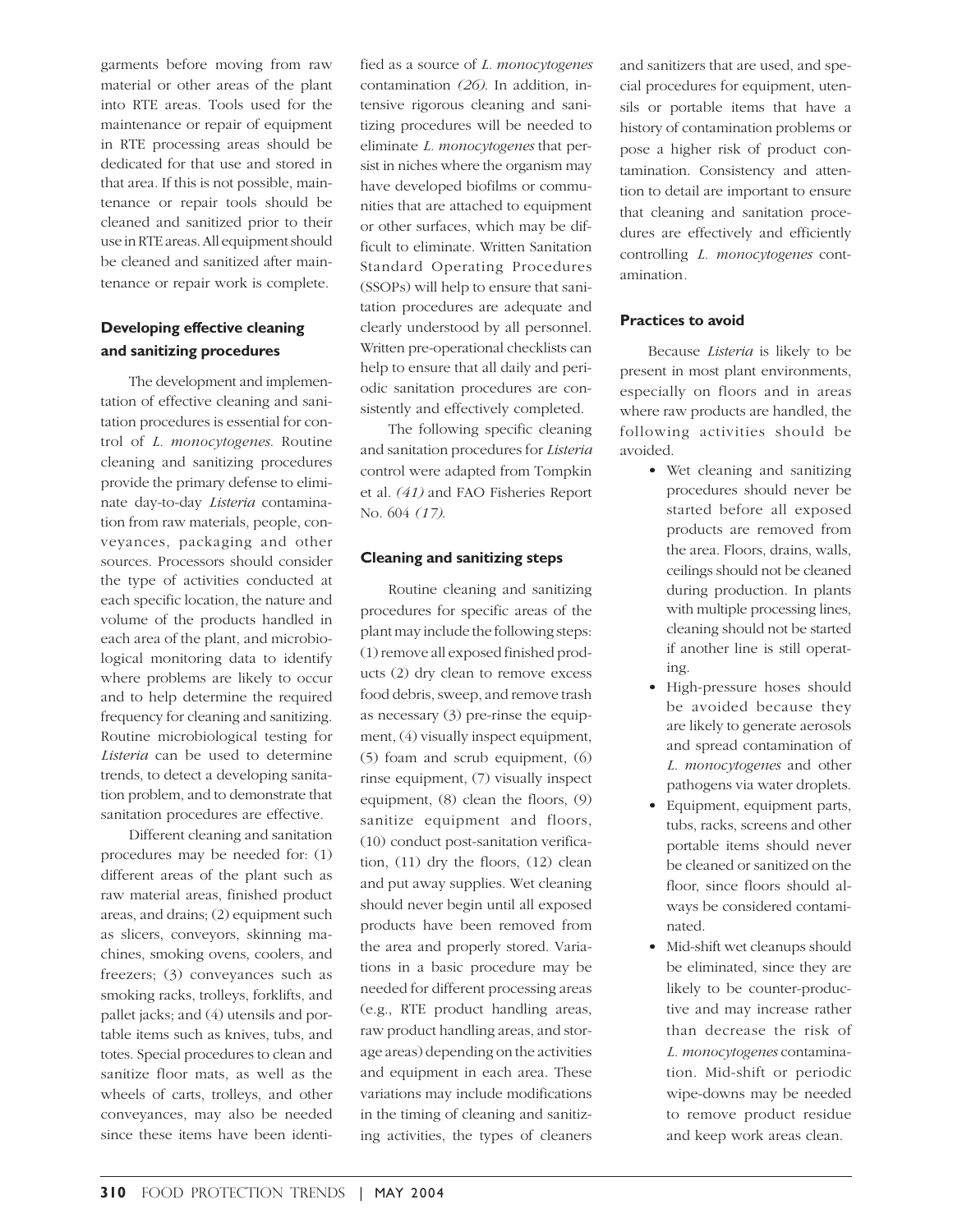garments before moving from raw material or other areas of the plant into RTE areas. Tools used for the maintenance or repair of equipment in RTE processing areas should be dedicated for that use and stored in that area. If this is not possible, maintenance or repair tools should be cleaned and sanitized prior to their use in RTE areas. All equipment should be cleaned and sanitized after maintenance or repair work is complete.

### Developing effective cleaning and sanitizing procedures

The development and implementation of effective cleaning and sanitation procedures is essential for control of *L. monocytogenes.* Routine cleaning and sanitizing procedures provide the primary defense to eliminate day-to-day *Listeria* contamination from raw materials, people, conveyances, packaging and other sources. Processors should consider the type of activities conducted at each specific location, the nature and volume of the products handled in each area of the plant, and microbiological monitoring data to identify where problems are likely to occur and to help determine the required frequency for cleaning and sanitizing. Routine microbiological testing for *Listeria* can be used to determine trends, to detect a developing sanitation problem, and to demonstrate that sanitation procedures are effective.

Different cleaning and sanitation procedures may be needed for: (1) different areas of the plant such as raw material areas, finished product areas, and drains; (2) equipment such as slicers, conveyors, skinning machines, smoking ovens, coolers, and freezers; (3) conveyances such as smoking racks, trolleys, forklifts, and pallet jacks; and (4) utensils and portable items such as knives, tubs, and totes. Special procedures to clean and sanitize floor mats, as well as the wheels of carts, trolleys, and other conveyances, may also be needed since these items have been identified as a source of *L. monocytogenes* contamination *(26)*. In addition, intensive rigorous cleaning and sanitizing procedures will be needed to eliminate *L. monocytogenes* that persist in niches where the organism may have developed biofilms or communities that are attached to equipment or other surfaces, which may be difficult to eliminate. Written Sanitation Standard Operating Procedures (SSOPs) will help to ensure that sanitation procedures are adequate and clearly understood by all personnel. Written pre-operational checklists can help to ensure that all daily and periodic sanitation procedures are consistently and effectively completed.

The following specific cleaning and sanitation procedures for *Listeria* control were adapted from Tompkin et al. *(41)* and FAO Fisheries Report No. 604 *(17)*.

### Cleaning and sanitizing steps

Routine cleaning and sanitizing procedures for specific areas of the plant may include the following steps: (1) remove all exposed finished products (2) dry clean to remove excess food debris, sweep, and remove trash as necessary (3) pre-rinse the equipment, (4) visually inspect equipment, (5) foam and scrub equipment, (6) rinse equipment, (7) visually inspect equipment, (8) clean the floors, (9) sanitize equipment and floors, (10) conduct post-sanitation verification, (11) dry the floors, (12) clean and put away supplies. Wet cleaning should never begin until all exposed products have been removed from the area and properly stored. Variations in a basic procedure may be needed for different processing areas (e.g., RTE product handling areas, raw product handling areas, and storage areas) depending on the activities and equipment in each area. These variations may include modifications in the timing of cleaning and sanitizing activities, the types of cleaners and sanitizers that are used, and special procedures for equipment, utensils or portable items that have a history of contamination problems or pose a higher risk of product contamination. Consistency and attention to detail are important to ensure that cleaning and sanitation procedures are effectively and efficiently controlling *L. monocytogenes* contamination.

### Practices to avoid

Because *Listeria* is likely to be present in most plant environments, especially on floors and in areas where raw products are handled, the following activities should be avoided.

- Wet cleaning and sanitizing procedures should never be started before all exposed products are removed from the area. Floors, drains, walls, ceilings should not be cleaned during production. In plants with multiple processing lines, cleaning should not be started if another line is still operating.
- High-pressure hoses should be avoided because they are likely to generate aerosols and spread contamination of *L. monocytogenes* and other pathogens via water droplets.
- Equipment, equipment parts, tubs, racks, screens and other portable items should never be cleaned or sanitized on the floor, since floors should always be considered contaminated.
- Mid-shift wet cleanups should be eliminated, since they are likely to be counter-productive and may increase rather than decrease the risk of *L. monocytogenes* contamination. Mid-shift or periodic wipe-downs may be needed to remove product residue and keep work areas clean.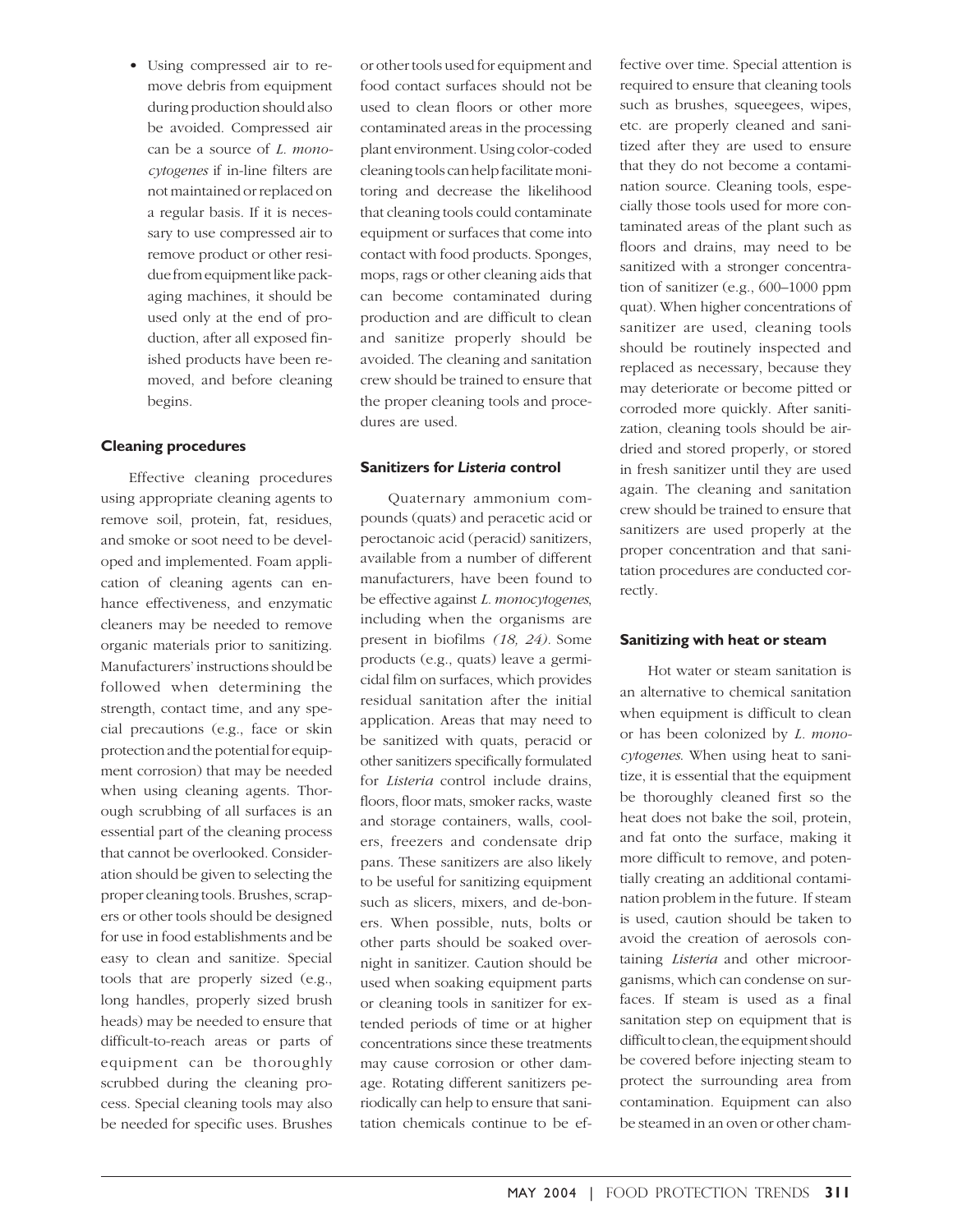- Using compressed air to remove debris from equipment during production should also be avoided. Compressed air can be a source of *L. monocytogenes* if in-line filters are not maintained or replaced on a regular basis. If it is necessary to use compressed air to remove product or other residue from equipment like packaging machines, it should be used only at the end of production, after all exposed finished products have been removed, and before cleaning begins.

### Cleaning procedures

Effective cleaning procedures using appropriate cleaning agents to remove soil, protein, fat, residues, and smoke or soot need to be developed and implemented. Foam application of cleaning agents can enhance effectiveness, and enzymatic cleaners may be needed to remove organic materials prior to sanitizing. Manufacturers' instructions should be followed when determining the strength, contact time, and any special precautions (e.g., face or skin protection and the potential for equipment corrosion) that may be needed when using cleaning agents. Thorough scrubbing of all surfaces is an essential part of the cleaning process that cannot be overlooked. Consideration should be given to selecting the proper cleaning tools. Brushes, scrapers or other tools should be designed for use in food establishments and be easy to clean and sanitize. Special tools that are properly sized (e.g., long handles, properly sized brush heads) may be needed to ensure that difficult-to-reach areas or parts of equipment can be thoroughly scrubbed during the cleaning process. Special cleaning tools may also be needed for specific uses. Brushes or other tools used for equipment and food contact surfaces should not be used to clean floors or other more contaminated areas in the processing plant environment. Using color-coded cleaning tools can help facilitate monitoring and decrease the likelihood that cleaning tools could contaminate equipment or surfaces that come into contact with food products. Sponges, mops, rags or other cleaning aids that can become contaminated during production and are difficult to clean and sanitize properly should be avoided. The cleaning and sanitation crew should be trained to ensure that the proper cleaning tools and procedures are used.

### Sanitizers for *Listeria* control

Quaternary ammonium compounds (quats) and peracetic acid or peroctanoic acid (peracid) sanitizers, available from a number of different manufacturers, have been found to be effective against *L. monocytogenes*, including when the organisms are present in biofilms *(18, 24)*. Some products (e.g., quats) leave a germicidal film on surfaces, which provides residual sanitation after the initial application. Areas that may need to be sanitized with quats, peracid or other sanitizers specifically formulated for *Listeria* control include drains, floors, floor mats, smoker racks, waste and storage containers, walls, coolers, freezers and condensate drip pans. These sanitizers are also likely to be useful for sanitizing equipment such as slicers, mixers, and de-boners. When possible, nuts, bolts or other parts should be soaked overnight in sanitizer. Caution should be used when soaking equipment parts or cleaning tools in sanitizer for extended periods of time or at higher concentrations since these treatments may cause corrosion or other damage. Rotating different sanitizers periodically can help to ensure that sanitation chemicals continue to be effective over time. Special attention is required to ensure that cleaning tools such as brushes, squeegees, wipes, etc. are properly cleaned and sanitized after they are used to ensure that they do not become a contamination source. Cleaning tools, especially those tools used for more contaminated areas of the plant such as floors and drains, may need to be sanitized with a stronger concentration of sanitizer (e.g., 600–1000 ppm quat). When higher concentrations of sanitizer are used, cleaning tools should be routinely inspected and replaced as necessary, because they may deteriorate or become pitted or corroded more quickly. After sanitization, cleaning tools should be air-dried and stored properly, or stored in fresh sanitizer until they are used again. The cleaning and sanitation crew should be trained to ensure that sanitizers are used properly at the proper concentration and that sanitation procedures are conducted correctly.

### Sanitizing with heat or steam

Hot water or steam sanitation is an alternative to chemical sanitation when equipment is difficult to clean or has been colonized by *L. monocytogenes*. When using heat to sanitize, it is essential that the equipment be thoroughly cleaned first so the heat does not bake the soil, protein, and fat onto the surface, making it more difficult to remove, and potentially creating an additional contamination problem in the future. If steam is used, caution should be taken to avoid the creation of aerosols containing *Listeria* and other microorganisms, which can condense on surfaces. If steam is used as a final sanitation step on equipment that is difficult to clean, the equipment should be covered before injecting steam to protect the surrounding area from contamination. Equipment can also be steamed in an oven or other cham-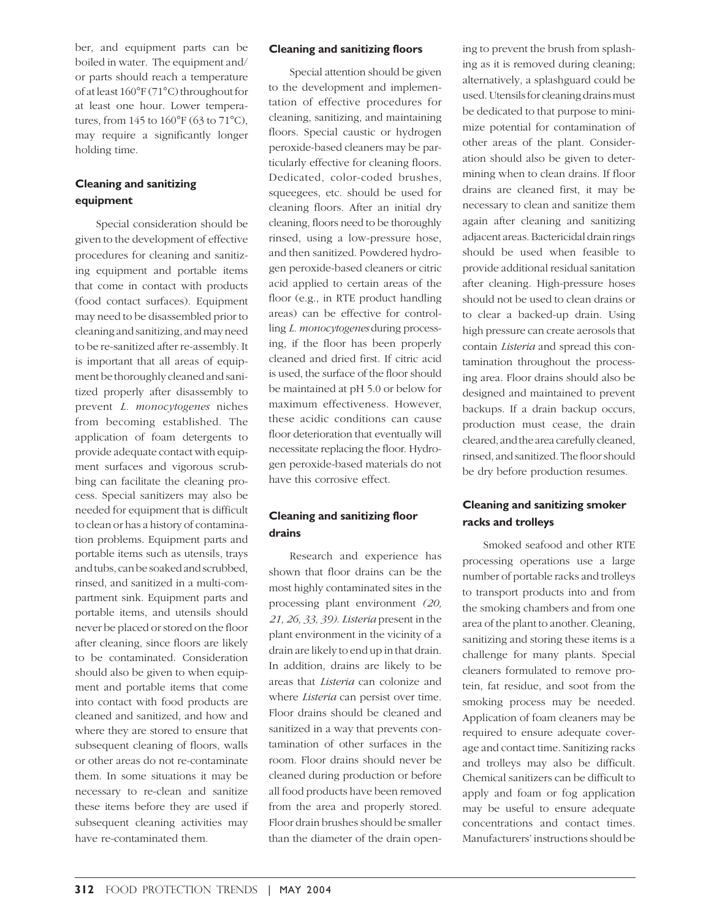ber, and equipment parts can be boiled in water. The equipment and/or parts should reach a temperature of at least 160°F (71°C) throughout for at least one hour. Lower temperatures, from 145 to 160°F (63 to 71°C), may require a significantly longer holding time.

### Cleaning and sanitizing equipment

Special consideration should be given to the development of effective procedures for cleaning and sanitizing equipment and portable items that come in contact with products (food contact surfaces). Equipment may need to be disassembled prior to cleaning and sanitizing, and may need to be re-sanitized after re-assembly. It is important that all areas of equipment be thoroughly cleaned and sanitized properly after disassembly to prevent *L. monocytogenes* niches from becoming established. The application of foam detergents to provide adequate contact with equipment surfaces and vigorous scrubbing can facilitate the cleaning process. Special sanitizers may also be needed for equipment that is difficult to clean or has a history of contamination problems. Equipment parts and portable items such as utensils, trays and tubs, can be soaked and scrubbed, rinsed, and sanitized in a multi-compartment sink. Equipment parts and portable items, and utensils should never be placed or stored on the floor after cleaning, since floors are likely to be contaminated. Consideration should also be given to when equipment and portable items that come into contact with food products are cleaned and sanitized, and how and where they are stored to ensure that subsequent cleaning of floors, walls or other areas do not re-contaminate them. In some situations it may be necessary to re-clean and sanitize these items before they are used if subsequent cleaning activities may have re-contaminated them.

### Cleaning and sanitizing floors

Special attention should be given to the development and implementation of effective procedures for cleaning, sanitizing, and maintaining floors. Special caustic or hydrogen peroxide-based cleaners may be particularly effective for cleaning floors. Dedicated, color-coded brushes, squeegees, etc. should be used for cleaning floors. After an initial dry cleaning, floors need to be thoroughly rinsed, using a low-pressure hose, and then sanitized. Powdered hydrogen peroxide-based cleaners or citric acid applied to certain areas of the floor (e.g., in RTE product handling areas) can be effective for controlling *L. monocytogenes* during processing, if the floor has been properly cleaned and dried first. If citric acid is used, the surface of the floor should be maintained at pH 5.0 or below for maximum effectiveness. However, these acidic conditions can cause floor deterioration that eventually will necessitate replacing the floor. Hydrogen peroxide-based materials do not have this corrosive effect.

### Cleaning and sanitizing floor drains

Research and experience has shown that floor drains can be the most highly contaminated sites in the processing plant environment *(20, 21, 26, 33, 39)*. *Listeria* present in the plant environment in the vicinity of a drain are likely to end up in that drain. In addition, drains are likely to be areas that *Listeria* can colonize and where *Listeria* can persist over time. Floor drains should be cleaned and sanitized in a way that prevents contamination of other surfaces in the room. Floor drains should never be cleaned during production or before all food products have been removed from the area and properly stored. Floor drain brushes should be smaller than the diameter of the drain opening to prevent the brush from splashing as it is removed during cleaning; alternatively, a splashguard could be used. Utensils for cleaning drains must be dedicated to that purpose to minimize potential for contamination of other areas of the plant. Consideration should also be given to determining when to clean drains. If floor drains are cleaned first, it may be necessary to clean and sanitize them again after cleaning and sanitizing adjacent areas. Bactericidal drain rings should be used when feasible to provide additional residual sanitation after cleaning. High-pressure hoses should not be used to clean drains or to clear a backed-up drain. Using high pressure can create aerosols that contain *Listeria* and spread this contamination throughout the processing area. Floor drains should also be designed and maintained to prevent backups. If a drain backup occurs, production must cease, the drain cleared, and the area carefully cleaned, rinsed, and sanitized. The floor should be dry before production resumes.

### Cleaning and sanitizing smoker racks and trolleys

Smoked seafood and other RTE processing operations use a large number of portable racks and trolleys to transport products into and from the smoking chambers and from one area of the plant to another. Cleaning, sanitizing and storing these items is a challenge for many plants. Special cleaners formulated to remove protein, fat residue, and soot from the smoking process may be needed. Application of foam cleaners may be required to ensure adequate coverage and contact time. Sanitizing racks and trolleys may also be difficult. Chemical sanitizers can be difficult to apply and foam or fog application may be useful to ensure adequate concentrations and contact times. Manufacturers' instructions should be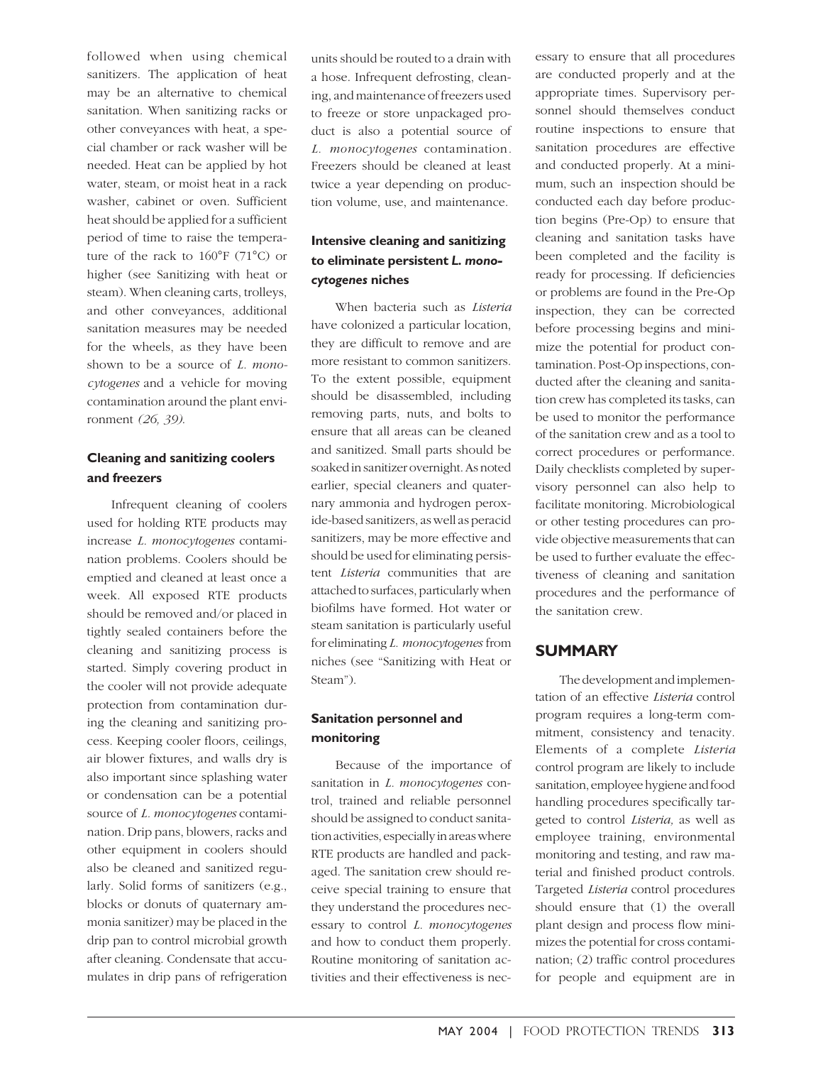followed when using chemical sanitizers. The application of heat may be an alternative to chemical sanitation. When sanitizing racks or other conveyances with heat, a special chamber or rack washer will be needed. Heat can be applied by hot water, steam, or moist heat in a rack washer, cabinet or oven. Sufficient heat should be applied for a sufficient period of time to raise the temperature of the rack to 160°F (71°C) or higher (see Sanitizing with heat or steam). When cleaning carts, trolleys, and other conveyances, additional sanitation measures may be needed for the wheels, as they have been shown to be a source of *L. monocytogenes* and a vehicle for moving contamination around the plant environment *(26, 39)*.

### Cleaning and sanitizing coolers and freezers

Infrequent cleaning of coolers used for holding RTE products may increase *L. monocytogenes* contamination problems. Coolers should be emptied and cleaned at least once a week. All exposed RTE products should be removed and/or placed in tightly sealed containers before the cleaning and sanitizing process is started. Simply covering product in the cooler will not provide adequate protection from contamination during the cleaning and sanitizing process. Keeping cooler floors, ceilings, air blower fixtures, and walls dry is also important since splashing water or condensation can be a potential source of *L. monocytogenes* contamination. Drip pans, blowers, racks and other equipment in coolers should also be cleaned and sanitized regularly. Solid forms of sanitizers (e.g., blocks or donuts of quaternary ammonia sanitizer) may be placed in the drip pan to control microbial growth after cleaning. Condensate that accumulates in drip pans of refrigeration units should be routed to a drain with a hose. Infrequent defrosting, cleaning, and maintenance of freezers used to freeze or store unpackaged product is also a potential source of *L. monocytogenes* contamination. Freezers should be cleaned at least twice a year depending on production volume, use, and maintenance.

### Intensive cleaning and sanitizing to eliminate persistent *L. monocytogenes* niches

When bacteria such as *Listeria* have colonized a particular location, they are difficult to remove and are more resistant to common sanitizers. To the extent possible, equipment should be disassembled, including removing parts, nuts, and bolts to ensure that all areas can be cleaned and sanitized. Small parts should be soaked in sanitizer overnight. As noted earlier, special cleaners and quaternary ammonia and hydrogen peroxide-based sanitizers, as well as peracid sanitizers, may be more effective and should be used for eliminating persistent *Listeria* communities that are attached to surfaces, particularly when biofilms have formed. Hot water or steam sanitation is particularly useful for eliminating *L. monocytogenes* from niches (see "Sanitizing with Heat or Steam").

### Sanitation personnel and monitoring

Because of the importance of sanitation in *L. monocytogenes* control, trained and reliable personnel should be assigned to conduct sanitation activities, especially in areas where RTE products are handled and packaged. The sanitation crew should receive special training to ensure that they understand the procedures necessary to control *L. monocytogenes* and how to conduct them properly. Routine monitoring of sanitation activities and their effectiveness is necessary to ensure that all procedures are conducted properly and at the appropriate times. Supervisory personnel should themselves conduct routine inspections to ensure that sanitation procedures are effective and conducted properly. At a minimum, such an inspection should be conducted each day before production begins (Pre-Op) to ensure that cleaning and sanitation tasks have been completed and the facility is ready for processing. If deficiencies or problems are found in the Pre-Op inspection, they can be corrected before processing begins and minimize the potential for product contamination. Post-Op inspections, conducted after the cleaning and sanitation crew has completed its tasks, can be used to monitor the performance of the sanitation crew and as a tool to correct procedures or performance. Daily checklists completed by supervisory personnel can also help to facilitate monitoring. Microbiological or other testing procedures can provide objective measurements that can be used to further evaluate the effectiveness of cleaning and sanitation procedures and the performance of the sanitation crew.

## SUMMARY

The development and implementation of an effective *Listeria* control program requires a long-term commitment, consistency and tenacity. Elements of a complete *Listeria* control program are likely to include sanitation, employee hygiene and food handling procedures specifically targeted to control *Listeria,* as well as employee training, environmental monitoring and testing, and raw material and finished product controls. Targeted *Listeria* control procedures should ensure that (1) the overall plant design and process flow minimizes the potential for cross contamination; (2) traffic control procedures for people and equipment are in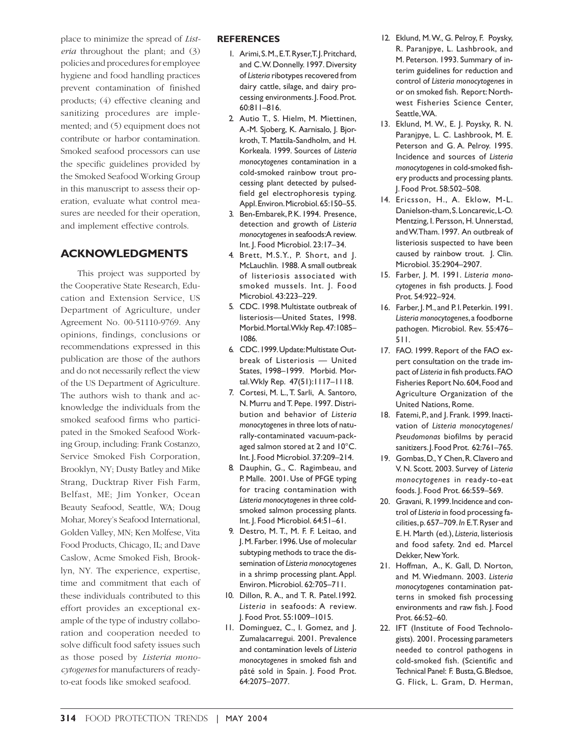place to minimize the spread of *Listeria* throughout the plant; and (3) policies and procedures for employee hygiene and food handling practices prevent contamination of finished products; (4) effective cleaning and sanitizing procedures are implemented; and (5) equipment does not contribute or harbor contamination. Smoked seafood processors can use the specific guidelines provided by the Smoked Seafood Working Group in this manuscript to assess their operation, evaluate what control measures are needed for their operation, and implement effective controls.

## ACKNOWLEDGMENTS

This project was supported by the Cooperative State Research, Education and Extension Service, US Department of Agriculture, under Agreement No. 00-51110-9769. Any opinions, findings, conclusions or recommendations expressed in this publication are those of the authors and do not necessarily reflect the view of the US Department of Agriculture. The authors wish to thank and acknowledge the individuals from the smoked seafood firms who participated in the Smoked Seafood Working Group, including: Frank Costanzo, Service Smoked Fish Corporation, Brooklyn, NY; Dusty Batley and Mike Strang, Ducktrap River Fish Farm, Belfast, ME; Jim Yonker, Ocean Beauty Seafood, Seattle, WA; Doug Mohar, Morey's Seafood International, Golden Valley, MN; Ken Molfese, Vita Food Products, Chicago, IL; and Dave Caslow, Acme Smoked Fish, Brooklyn, NY. The experience, expertise, time and commitment that each of these individuals contributed to this effort provides an exceptional example of the type of industry collaboration and cooperation needed to solve difficult food safety issues such as those posed by *Listeria monocytogenes* for manufacturers of ready-to-eat foods like smoked seafood.

## REFERENCES

1. Arimi, S. M., E. T. Ryser, T. J. Pritchard, and C. W. Donnelly. 1997. Diversity of *Listeria* ribotypes recovered from dairy cattle, silage, and dairy processing environments. J. Food. Prot. 60:811–816.
2. Autio T., S. Hielm, M. Miettinen, A.-M. Sjoberg, K. Aarnisalo, J. Bjorkroth, T. Mattila-Sandholm, and H. Korkeala. 1999. Sources of *Listeria monocytogenes* contamination in a cold-smoked rainbow trout processing plant detected by pulsed-field gel electrophoresis typing. Appl. Environ. Microbiol. 65:150–55.
3. Ben-Embarek, P. K. 1994. Presence, detection and growth of *Listeria monocytogenes* in seafoods: A review. Int. J. Food Microbiol. 23:17–34.
4. Brett, M.S.Y., P. Short, and J. McLauchlin. 1988. A small outbreak of listeriosis associated with smoked mussels. Int. J. Food Microbiol. 43:223–229.
5. CDC. 1998. Multistate outbreak of listeriosis—United States, 1998. Morbid. Mortal. Wkly Rep. 47:1085–1086.
6. CDC. 1999. Update: Multistate Outbreak of Listeriosis — United States, 1998–1999. Morbid. Mortal. Wkly Rep. 47(51):1117–1118.
7. Cortesi, M. L., T. Sarli, A. Santoro, N. Murru and T. Pepe. 1997. Distribution and behavior of *Listeria monocytogenes* in three lots of naturally-contaminated vacuum-packaged salmon stored at 2 and 10°C. Int. J. Food Microbiol. 37:209–214.
8. Dauphin, G., C. Ragimbeau, and P. Malle. 2001. Use of PFGE typing for tracing contamination with *Listeria monocytogenes* in three cold-smoked salmon processing plants. Int. J. Food Microbiol. 64:51–61.
9. Destro, M. T., M. F. F. Leitao, and J. M. Farber. 1996. Use of molecular subtyping methods to trace the dissemination of *Listeria monocytogenes* in a shrimp processing plant. Appl. Environ. Microbiol. 62:705–711.
10. Dillon, R. A., and T. R. Patel. 1992. *Listeria* in seafoods: A review. J. Food Prot. 55:1009–1015.
11. Dominguez, C., I. Gomez, and J. Zumalacarregui. 2001. Prevalence and contamination levels of *Listeria monocytogenes* in smoked fish and pâté sold in Spain. J. Food Prot. 64:2075–2077.
12. Eklund, M. W., G. Pelroy, F. Poysky, R. Paranjpye, L. Lashbrook, and M. Peterson. 1993. Summary of interim guidelines for reduction and control of *Listeria monocytogenes* in or on smoked fish. Report: Northwest Fisheries Science Center, Seattle, WA.
13. Eklund, M. W., E. J. Poysky, R. N. Paranjpye, L. C. Lashbrook, M. E. Peterson and G. A. Pelroy. 1995. Incidence and sources of *Listeria monocytogenes* in cold-smoked fishery products and processing plants. J. Food Prot. 58:502–508.
14. Ericsson, H., A. Eklow, M-L. Danielson-tham, S. Loncarevic, L-O. Mentzing, I. Persson, H. Unnerstad, and W. Tham. 1997. An outbreak of listeriosis suspected to have been caused by rainbow trout. J. Clin. Microbiol. 35:2904–2907.
15. Farber, J. M. 1991. *Listeria monocytogenes* in fish products. J. Food Prot. 54:922–924.
16. Farber, J. M., and P. I. Peterkin. 1991. *Listeria monocytogenes*, a foodborne pathogen. Microbiol. Rev. 55:476–511.
17. FAO. 1999. Report of the FAO expert consultation on the trade impact of *Listeria* in fish products. FAO Fisheries Report No. 604, Food and Agriculture Organization of the United Nations, Rome.
18. Fatemi, P., and J. Frank. 1999. Inactivation of *Listeria monocytogenes/Pseudomonas* biofilms by peracid sanitizers. J. Food Prot. 62:761–765.
19. Gombas, D., Y Chen, R. Clavero and V. N. Scott. 2003. Survey of *Listeria monocytogenes* in ready-to-eat foods. J. Food Prot. 66:559–569.
20. Gravani, R. 1999. Incidence and control of *Listeria* in food processing facilities, p. 657–709. *In* E. T. Ryser and E. H. Marth (ed.), *Listeria*, listeriosis and food safety. 2nd ed. Marcel Dekker, New York.
21. Hoffman, A., K. Gall, D. Norton, and M. Wiedmann. 2003. *Listeria monocytogenes* contamination patterns in smoked fish processing environments and raw fish. J. Food Prot. 66:52–60.
22. IFT (Institute of Food Technologists). 2001. Processing parameters needed to control pathogens in cold-smoked fish. (Scientific and Technical Panel: F. Busta, G. Bledsoe, G. Flick, L. Gram, D. Herman,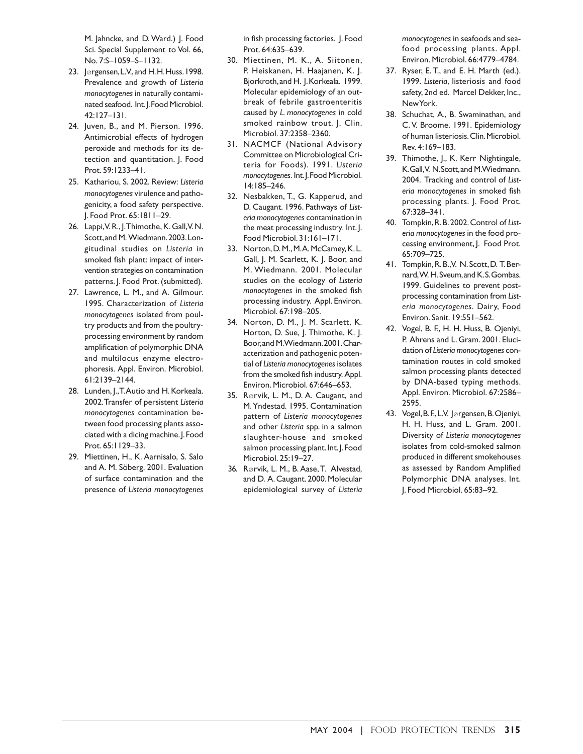M. Jahncke, and D. Ward.) J. Food Sci. Special Supplement to Vol. 66, No. 7:S–1059–S–1132.

23. Jørgensen, L. V., and H. H. Huss. 1998. Prevalence and growth of *Listeria monocytogenes* in naturally contaminated seafood. Int. J. Food Microbiol. 42:127–131.

24. Juven, B., and M. Pierson. 1996. Antimicrobial effects of hydrogen peroxide and methods for its detection and quantitation. J. Food Prot. 59:1233–41.

25. Kathariou, S. 2002. Review: *Listeria monocytogenes* virulence and pathogenicity, a food safety perspective. J. Food Prot. 65:1811–29.

26. Lappi, V. R., J. Thimothe, K. Gall, V. N. Scott, and M. Wiedmann. 2003. Longitudinal studies on *Listeria* in smoked fish plant: impact of intervention strategies on contamination patterns. J. Food Prot. (submitted).

27. Lawrence, L. M., and A. Gilmour. 1995. Characterization of *Listeria monocytogenes* isolated from poultry products and from the poultry-processing environment by random amplification of polymorphic DNA and multilocus enzyme electrophoresis. Appl. Environ. Microbiol. 61:2139–2144.

28. Lunden, J., T. Autio and H. Korkeala. 2002. Transfer of persistent *Listeria monocytogenes* contamination between food processing plants associated with a dicing machine. J. Food Prot. 65:1129–33.

29. Miettinen, H., K. Aarnisalo, S. Salo and A. M. Söberg. 2001. Evaluation of surface contamination and the presence of *Listeria monocytogenes* in fish processing factories. J. Food Prot. 64:635–639.

30. Miettinen, M. K., A. Siitonen, P. Heiskanen, H. Haajanen, K. J. Bjorkroth, and H. J. Korkeala. 1999. Molecular epidemiology of an outbreak of febrile gastroenteritis caused by *L. monocytogenes* in cold smoked rainbow trout. J. Clin. Microbiol. 37:2358–2360.

31. NACMCF (National Advisory Committee on Microbiological Criteria for Foods). 1991. *Listeria monocytogenes*. Int. J. Food Microbiol. 14:185–246.

32. Nesbakken, T., G. Kapperud, and D. Caugant. 1996. Pathways of *Listeria monocytogenes* contamination in the meat processing industry. Int. J. Food Microbiol. 31:161–171.

33. Norton, D. M., M. A. McCamey, K. L. Gall, J. M. Scarlett, K. J. Boor, and M. Wiedmann. 2001. Molecular studies on the ecology of *Listeria monocytogenes* in the smoked fish processing industry. Appl. Environ. Microbiol. 67:198–205.

34. Norton, D. M., J. M. Scarlett, K. Horton, D. Sue, J. Thimothe, K. J. Boor, and M. Wiedmann. 2001. Characterization and pathogenic potential of *Listeria monocytogenes* isolates from the smoked fish industry. Appl. Environ. Microbiol. 67:646–653.

35. Rørvik, L. M., D. A. Caugant, and M. Yndestad. 1995. Contamination pattern of *Listeria monocytogenes* and other *Listeria* spp. in a salmon slaughter-house and smoked salmon processing plant. Int. J. Food Microbiol. 25:19–27.

36. Rørvik, L. M., B. Aase, T. Alvestad, and D. A. Caugant. 2000. Molecular epidemiological survey of *Listeria monocytogenes* in seafoods and seafood processing plants. Appl. Environ. Microbiol. 66:4779–4784.

37. Ryser, E. T., and E. H. Marth (ed.). 1999. *Listeria*, listeriosis and food safety, 2nd ed. Marcel Dekker, Inc., New York.

38. Schuchat, A., B. Swaminathan, and C. V. Broome. 1991. Epidemiology of human listeriosis. Clin. Microbiol. Rev. 4:169–183.

39. Thimothe, J., K. Kerr Nightingale, K. Gall, V. N. Scott, and M. Wiedmann. 2004. Tracking and control of *Listeria monocytogenes* in smoked fish processing plants. J. Food Prot. 67:328–341.

40. Tompkin, R. B. 2002. Control of *Listeria monocytogenes* in the food processing environment, J. Food Prot. 65:709–725.

41. Tompkin, R. B., V. N. Scott, D. T. Bernard, W. H. Sveum, and K. S. Gombas. 1999. Guidelines to prevent post-processing contamination from *Listeria monocytogenes*. Dairy, Food Environ. Sanit. 19:551–562.

42. Vogel, B. F., H. H. Huss, B. Ojeniyi, P. Ahrens and L. Gram. 2001. Elucidation of *Listeria monocytogenes* contamination routes in cold smoked salmon processing plants detected by DNA-based typing methods. Appl. Environ. Microbiol. 67:2586–2595.

43. Vogel, B. F., L. V. Jørgensen, B. Ojeniyi, H. H. Huss, and L. Gram. 2001. Diversity of *Listeria monocytogenes* isolates from cold-smoked salmon produced in different smokehouses as assessed by Random Amplified Polymorphic DNA analyses. Int. J. Food Microbiol. 65:83–92.